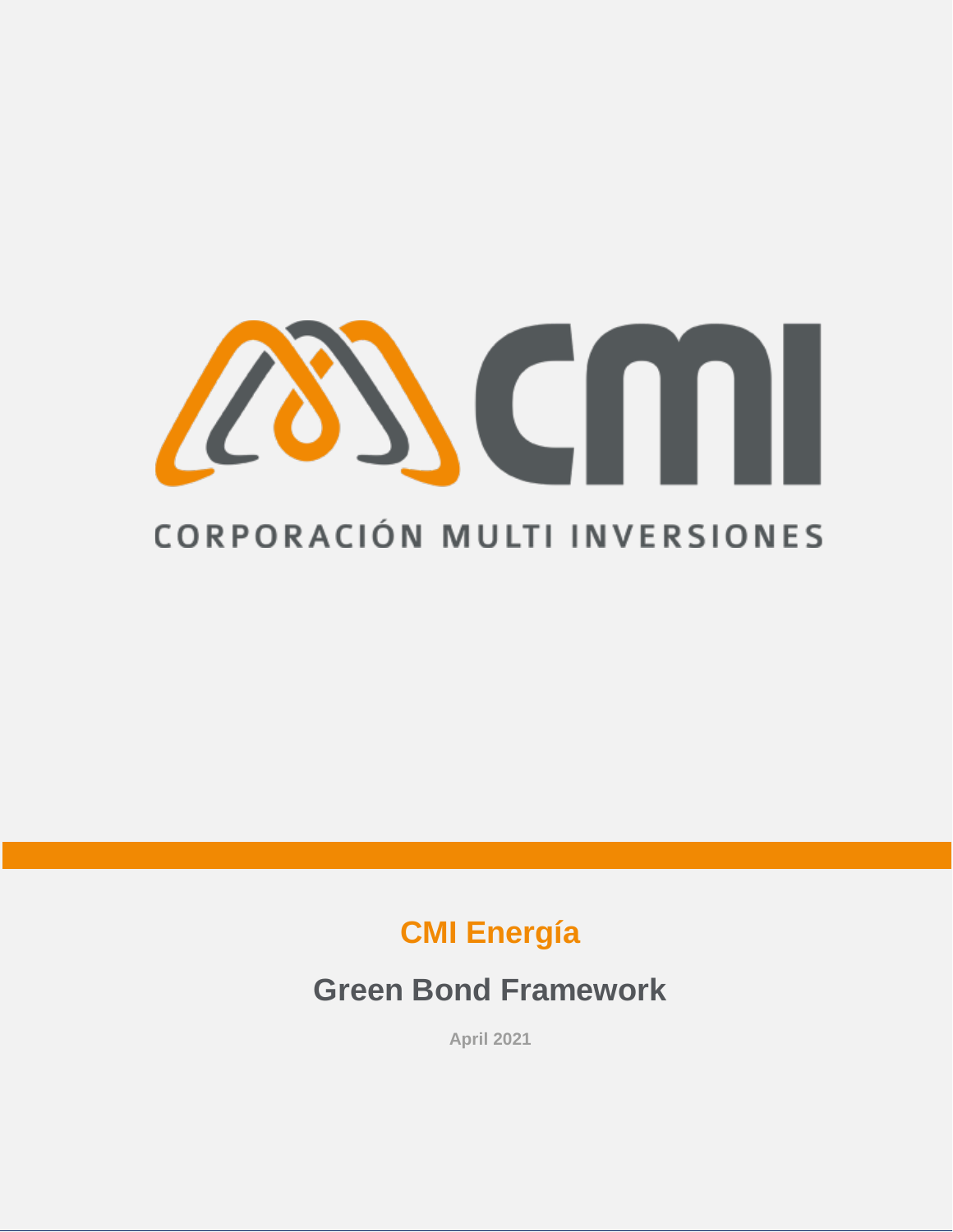CMI

CORPORACIÓN MULTI INVERSIONES

# CMI Energía

## Green Bond Framework

April 2021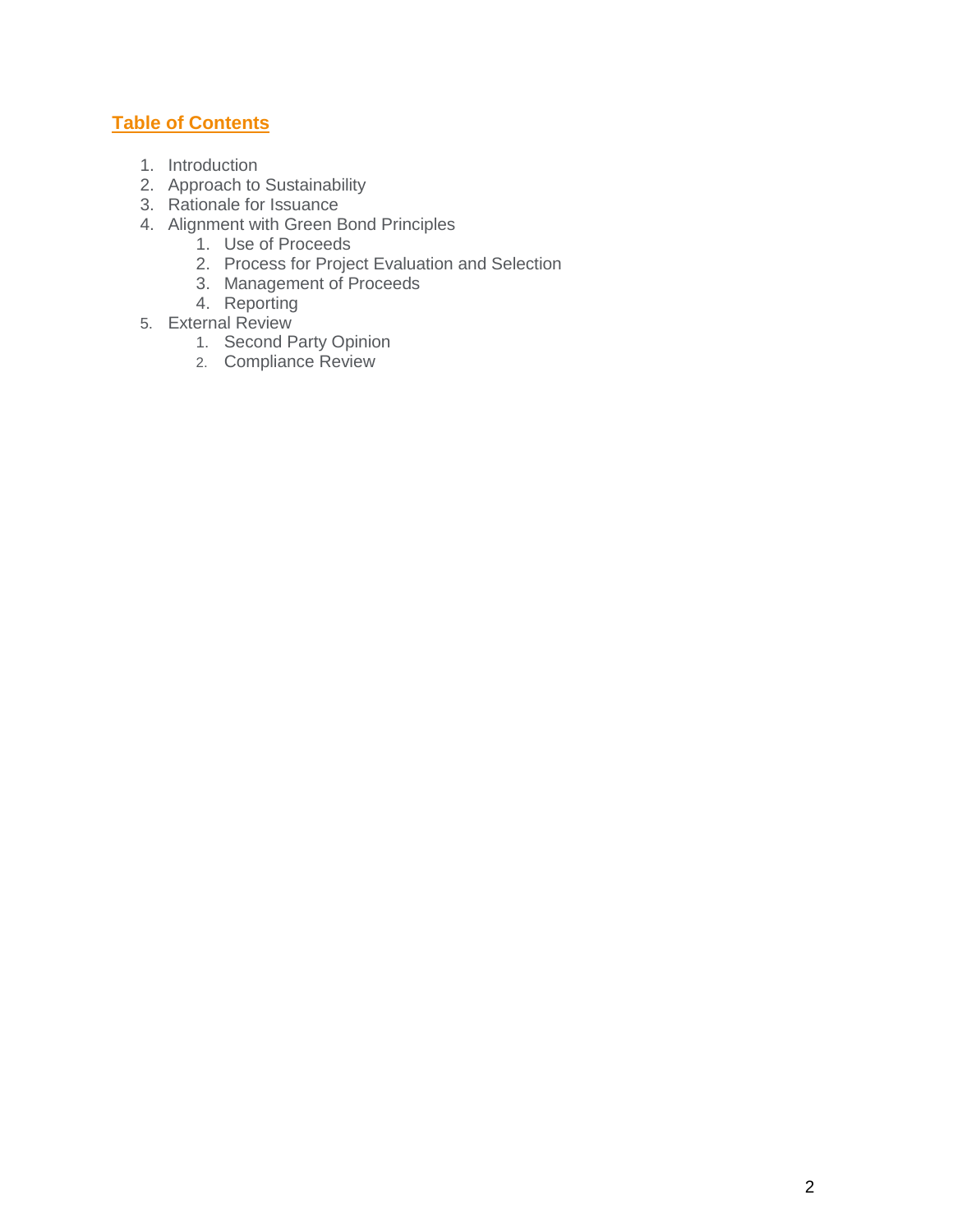## Table of Contents

1. Introduction
2. Approach to Sustainability
3. Rationale for Issuance
4. Alignment with Green Bond Principles
    1. Use of Proceeds
    2. Process for Project Evaluation and Selection
    3. Management of Proceeds
    4. Reporting
5. External Review
    1. Second Party Opinion
    2. Compliance Review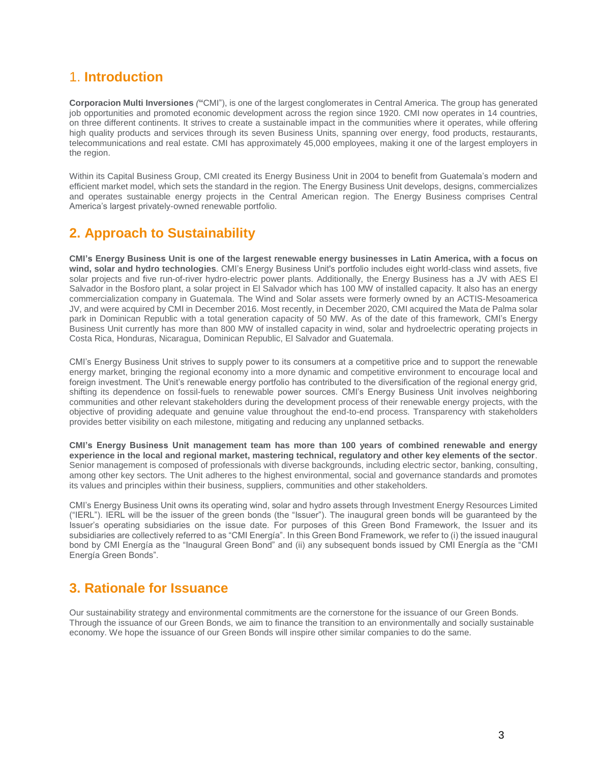# 1. Introduction

**Corporacion Multi Inversiones** *(*"CMI"), is one of the largest conglomerates in Central America. The group has generated job opportunities and promoted economic development across the region since 1920. CMI now operates in 14 countries, on three different continents. It strives to create a sustainable impact in the communities where it operates, while offering high quality products and services through its seven Business Units, spanning over energy, food products, restaurants, telecommunications and real estate. CMI has approximately 45,000 employees, making it one of the largest employers in the region.

Within its Capital Business Group, CMI created its Energy Business Unit in 2004 to benefit from Guatemala's modern and efficient market model, which sets the standard in the region. The Energy Business Unit develops, designs, commercializes and operates sustainable energy projects in the Central American region. The Energy Business comprises Central America's largest privately-owned renewable portfolio.

# 2. Approach to Sustainability

**CMI's Energy Business Unit is one of the largest renewable energy businesses in Latin America, with a focus on wind, solar and hydro technologies**. CMI's Energy Business Unit's portfolio includes eight world-class wind assets, five solar projects and five run-of-river hydro-electric power plants. Additionally, the Energy Business has a JV with AES El Salvador in the Bosforo plant, a solar project in El Salvador which has 100 MW of installed capacity. It also has an energy commercialization company in Guatemala. The Wind and Solar assets were formerly owned by an ACTIS-Mesoamerica JV, and were acquired by CMI in December 2016. Most recently, in December 2020, CMI acquired the Mata de Palma solar park in Dominican Republic with a total generation capacity of 50 MW. As of the date of this framework, CMI's Energy Business Unit currently has more than 800 MW of installed capacity in wind, solar and hydroelectric operating projects in Costa Rica, Honduras, Nicaragua, Dominican Republic, El Salvador and Guatemala.

CMI's Energy Business Unit strives to supply power to its consumers at a competitive price and to support the renewable energy market, bringing the regional economy into a more dynamic and competitive environment to encourage local and foreign investment. The Unit's renewable energy portfolio has contributed to the diversification of the regional energy grid, shifting its dependence on fossil-fuels to renewable power sources. CMI's Energy Business Unit involves neighboring communities and other relevant stakeholders during the development process of their renewable energy projects, with the objective of providing adequate and genuine value throughout the end-to-end process. Transparency with stakeholders provides better visibility on each milestone, mitigating and reducing any unplanned setbacks.

**CMI's Energy Business Unit management team has more than 100 years of combined renewable and energy experience in the local and regional market, mastering technical, regulatory and other key elements of the sector**. Senior management is composed of professionals with diverse backgrounds, including electric sector, banking, consulting, among other key sectors. The Unit adheres to the highest environmental, social and governance standards and promotes its values and principles within their business, suppliers, communities and other stakeholders.

CMI's Energy Business Unit owns its operating wind, solar and hydro assets through Investment Energy Resources Limited ("IERL"). IERL will be the issuer of the green bonds (the "Issuer"). The inaugural green bonds will be guaranteed by the Issuer's operating subsidiaries on the issue date. For purposes of this Green Bond Framework, the Issuer and its subsidiaries are collectively referred to as "CMI Energía". In this Green Bond Framework, we refer to (i) the issued inaugural bond by CMI Energía as the "Inaugural Green Bond" and (ii) any subsequent bonds issued by CMI Energía as the "CMI Energía Green Bonds".

# 3. Rationale for Issuance

Our sustainability strategy and environmental commitments are the cornerstone for the issuance of our Green Bonds. Through the issuance of our Green Bonds, we aim to finance the transition to an environmentally and socially sustainable economy. We hope the issuance of our Green Bonds will inspire other similar companies to do the same.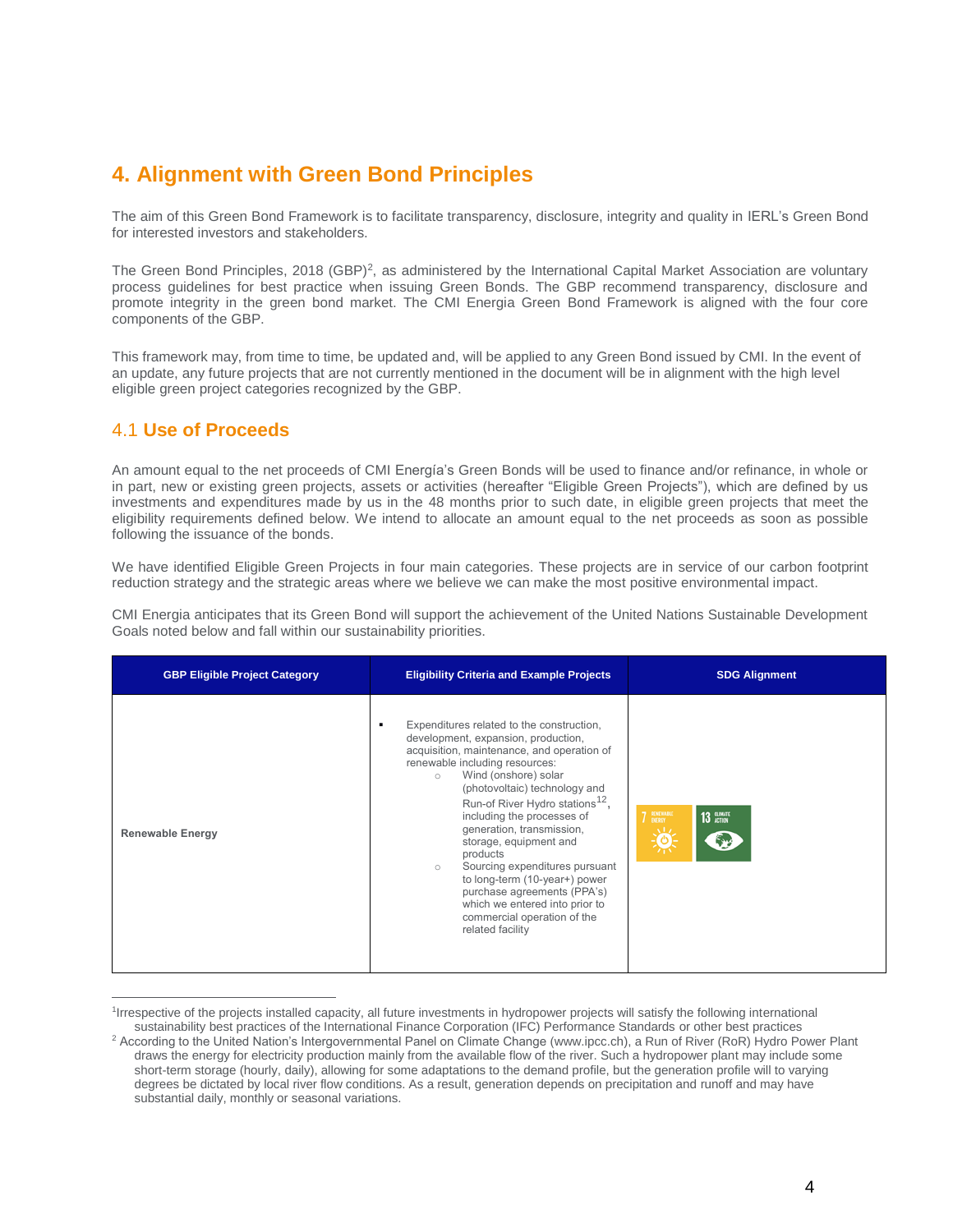# 4. Alignment with Green Bond Principles

The aim of this Green Bond Framework is to facilitate transparency, disclosure, integrity and quality in IERL's Green Bond for interested investors and stakeholders.

The Green Bond Principles, 2018 (GBP)[2], as administered by the International Capital Market Association are voluntary process guidelines for best practice when issuing Green Bonds. The GBP recommend transparency, disclosure and promote integrity in the green bond market. The CMI Energia Green Bond Framework is aligned with the four core components of the GBP.

This framework may, from time to time, be updated and, will be applied to any Green Bond issued by CMI. In the event of an update, any future projects that are not currently mentioned in the document will be in alignment with the high level eligible green project categories recognized by the GBP.

## 4.1 Use of Proceeds

An amount equal to the net proceeds of CMI Energía's Green Bonds will be used to finance and/or refinance, in whole or in part, new or existing green projects, assets or activities (hereafter "Eligible Green Projects"), which are defined by us investments and expenditures made by us in the 48 months prior to such date, in eligible green projects that meet the eligibility requirements defined below. We intend to allocate an amount equal to the net proceeds as soon as possible following the issuance of the bonds.

We have identified Eligible Green Projects in four main categories. These projects are in service of our carbon footprint reduction strategy and the strategic areas where we believe we can make the most positive environmental impact.

CMI Energia anticipates that its Green Bond will support the achievement of the United Nations Sustainable Development Goals noted below and fall within our sustainability priorities.

| GBP Eligible Project Category | Eligibility Criteria and Example Projects | SDG Alignment |
|---|---|---|
| **Renewable Energy** | ▪ Expenditures related to the construction, development, expansion, production, acquisition, maintenance, and operation of renewable including resources:<br>○ Wind (onshore) solar (photovoltaic) technology and Run-of River Hydro stations[1,2], including the processes of generation, transmission, storage, equipment and products<br>○ Sourcing expenditures pursuant to long-term (10-year+) power purchase agreements (PPA's) which we entered into prior to commercial operation of the related facility | 7 Renewable Energy; 13 Climate Action |

[1] Irrespective of the projects installed capacity, all future investments in hydropower projects will satisfy the following international sustainability best practices of the International Finance Corporation (IFC) Performance Standards or other best practices

[2] According to the United Nation's Intergovernmental Panel on Climate Change (www.ipcc.ch), a Run of River (RoR) Hydro Power Plant draws the energy for electricity production mainly from the available flow of the river. Such a hydropower plant may include some short-term storage (hourly, daily), allowing for some adaptations to the demand profile, but the generation profile will to varying degrees be dictated by local river flow conditions. As a result, generation depends on precipitation and runoff and may have substantial daily, monthly or seasonal variations.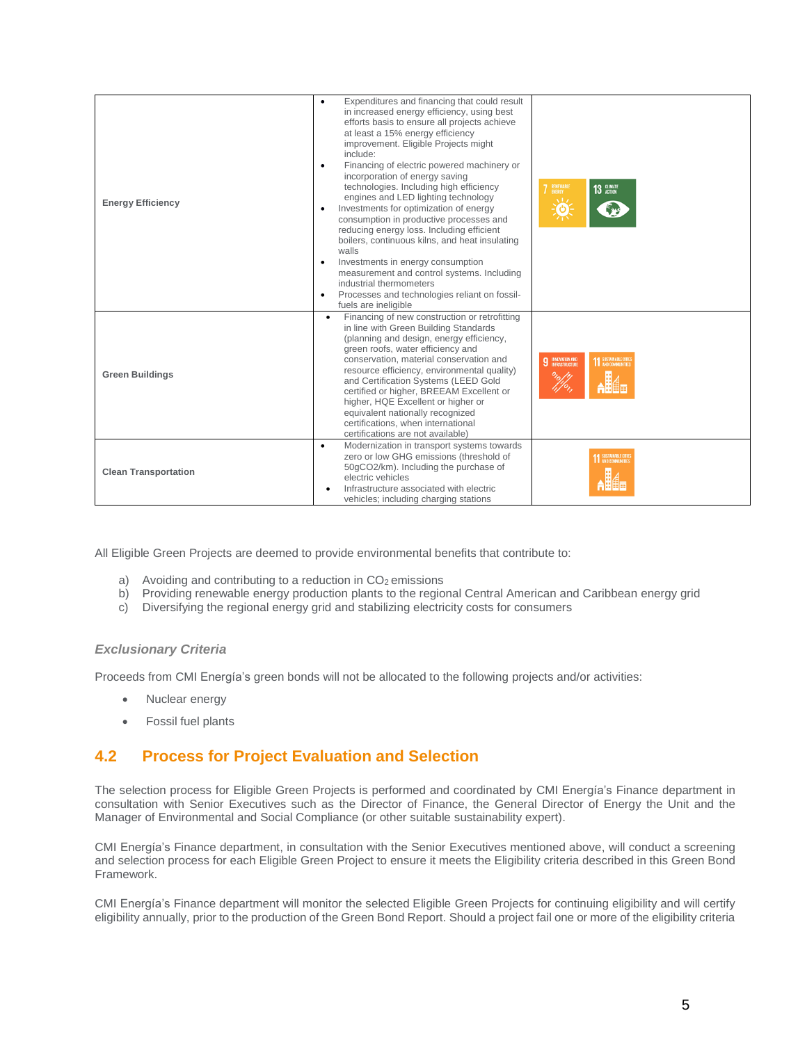| Energy Efficiency | • Expenditures and financing that could result in increased energy efficiency, using best efforts basis to ensure all projects achieve at least a 15% energy efficiency improvement. Eligible Projects might include: <br>• Financing of electric powered machinery or incorporation of energy saving technologies. Including high efficiency engines and LED lighting technology <br>• Investments for optimization of energy consumption in productive processes and reducing energy loss. Including efficient boilers, continuous kilns, and heat insulating walls <br>• Investments in energy consumption measurement and control systems. Including industrial thermometers <br>• Processes and technologies reliant on fossil-fuels are ineligible | 7 AFFORDABLE AND CLEAN ENERGY; 13 CLIMATE ACTION |
|---|---|---|
| Green Buildings | • Financing of new construction or retrofitting in line with Green Building Standards (planning and design, energy efficiency, green roofs, water efficiency and conservation, material conservation and resource efficiency, environmental quality) and Certification Systems (LEED Gold certified or higher, BREEAM Excellent or higher, HQE Excellent or higher or equivalent nationally recognized certifications, when international certifications are not available) | 9 INDUSTRY, INNOVATION AND INFRASTRUCTURE; 11 SUSTAINABLE CITIES AND COMMUNITIES |
| Clean Transportation | • Modernization in transport systems towards zero or low GHG emissions (threshold of 50gCO2/km). Including the purchase of electric vehicles <br>• Infrastructure associated with electric vehicles; including charging stations | 11 SUSTAINABLE CITIES AND COMMUNITIES |

All Eligible Green Projects are deemed to provide environmental benefits that contribute to:

a) Avoiding and contributing to a reduction in $CO_2$ emissions
b) Providing renewable energy production plants to the regional Central American and Caribbean energy grid
c) Diversifying the regional energy grid and stabilizing electricity costs for consumers

### *Exclusionary Criteria*

Proceeds from CMI Energía's green bonds will not be allocated to the following projects and/or activities:

- Nuclear energy
- Fossil fuel plants

## 4.2 Process for Project Evaluation and Selection

The selection process for Eligible Green Projects is performed and coordinated by CMI Energía's Finance department in consultation with Senior Executives such as the Director of Finance, the General Director of Energy the Unit and the Manager of Environmental and Social Compliance (or other suitable sustainability expert).

CMI Energía's Finance department, in consultation with the Senior Executives mentioned above, will conduct a screening and selection process for each Eligible Green Project to ensure it meets the Eligibility criteria described in this Green Bond Framework.

CMI Energía's Finance department will monitor the selected Eligible Green Projects for continuing eligibility and will certify eligibility annually, prior to the production of the Green Bond Report. Should a project fail one or more of the eligibility criteria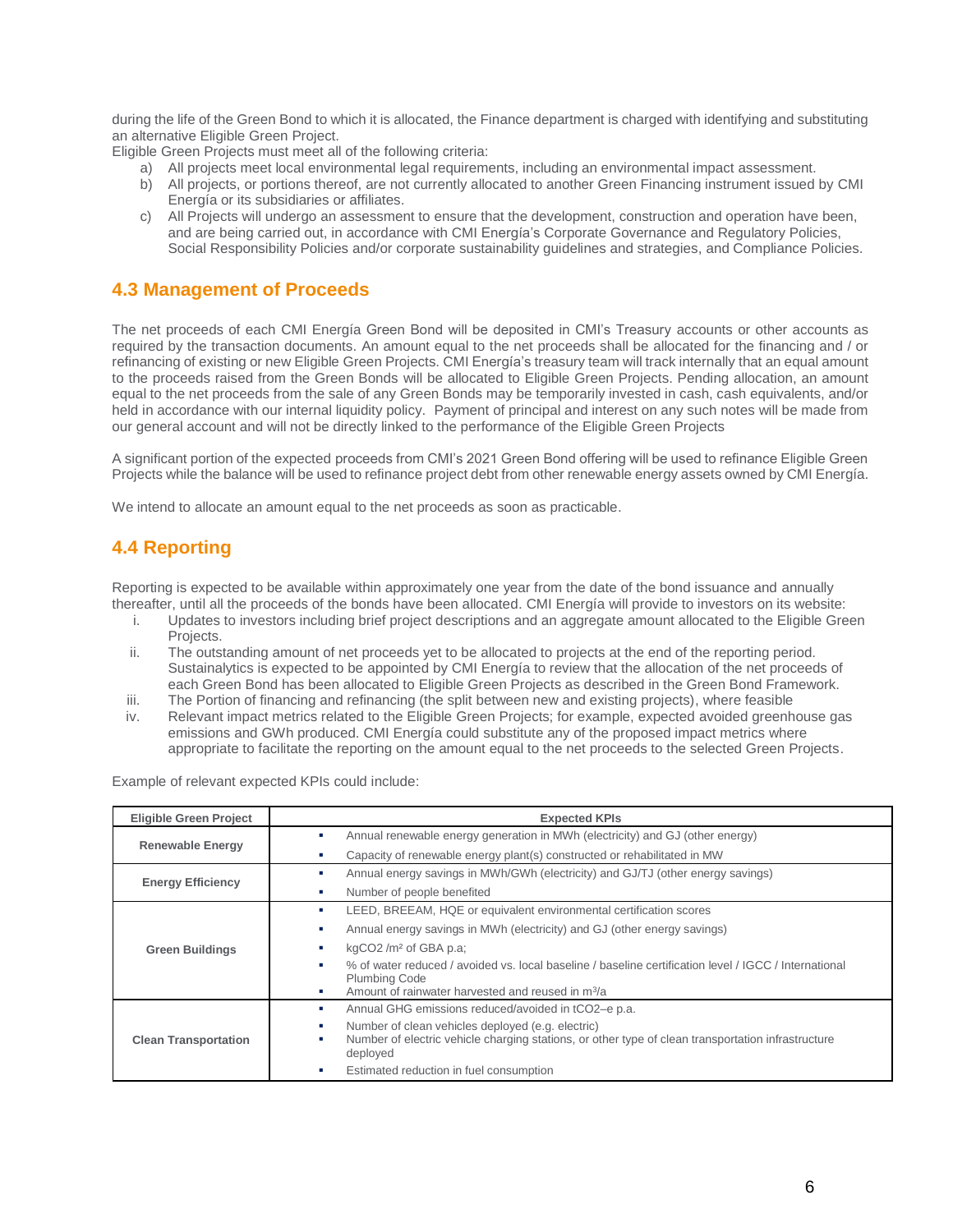during the life of the Green Bond to which it is allocated, the Finance department is charged with identifying and substituting an alternative Eligible Green Project.

Eligible Green Projects must meet all of the following criteria:

a) All projects meet local environmental legal requirements, including an environmental impact assessment.
b) All projects, or portions thereof, are not currently allocated to another Green Financing instrument issued by CMI Energía or its subsidiaries or affiliates.
c) All Projects will undergo an assessment to ensure that the development, construction and operation have been, and are being carried out, in accordance with CMI Energía's Corporate Governance and Regulatory Policies, Social Responsibility Policies and/or corporate sustainability guidelines and strategies, and Compliance Policies.

## 4.3 Management of Proceeds

The net proceeds of each CMI Energía Green Bond will be deposited in CMI's Treasury accounts or other accounts as required by the transaction documents. An amount equal to the net proceeds shall be allocated for the financing and / or refinancing of existing or new Eligible Green Projects. CMI Energía's treasury team will track internally that an equal amount to the proceeds raised from the Green Bonds will be allocated to Eligible Green Projects. Pending allocation, an amount equal to the net proceeds from the sale of any Green Bonds may be temporarily invested in cash, cash equivalents, and/or held in accordance with our internal liquidity policy. Payment of principal and interest on any such notes will be made from our general account and will not be directly linked to the performance of the Eligible Green Projects

A significant portion of the expected proceeds from CMI's 2021 Green Bond offering will be used to refinance Eligible Green Projects while the balance will be used to refinance project debt from other renewable energy assets owned by CMI Energía.

We intend to allocate an amount equal to the net proceeds as soon as practicable.

## 4.4 Reporting

Reporting is expected to be available within approximately one year from the date of the bond issuance and annually thereafter, until all the proceeds of the bonds have been allocated. CMI Energía will provide to investors on its website:

i. Updates to investors including brief project descriptions and an aggregate amount allocated to the Eligible Green Projects.
ii. The outstanding amount of net proceeds yet to be allocated to projects at the end of the reporting period. Sustainalytics is expected to be appointed by CMI Energía to review that the allocation of the net proceeds of each Green Bond has been allocated to Eligible Green Projects as described in the Green Bond Framework.
iii. The Portion of financing and refinancing (the split between new and existing projects), where feasible
iv. Relevant impact metrics related to the Eligible Green Projects; for example, expected avoided greenhouse gas emissions and GWh produced. CMI Energía could substitute any of the proposed impact metrics where appropriate to facilitate the reporting on the amount equal to the net proceeds to the selected Green Projects.

Example of relevant expected KPIs could include:

| Eligible Green Project | Expected KPIs |
|---|---|
| **Renewable Energy** | ▪ Annual renewable energy generation in MWh (electricity) and GJ (other energy)<br>▪ Capacity of renewable energy plant(s) constructed or rehabilitated in MW |
| **Energy Efficiency** | ▪ Annual energy savings in MWh/GWh (electricity) and GJ/TJ (other energy savings)<br>▪ Number of people benefited |
| **Green Buildings** | ▪ LEED, BREEAM, HQE or equivalent environmental certification scores<br>▪ Annual energy savings in MWh (electricity) and GJ (other energy savings)<br>▪ kgCO2 /m² of GBA p.a;<br>▪ % of water reduced / avoided vs. local baseline / baseline certification level / IGCC / International Plumbing Code<br>▪ Amount of rainwater harvested and reused in m³/a |
| **Clean Transportation** | ▪ Annual GHG emissions reduced/avoided in tCO2–e p.a.<br>▪ Number of clean vehicles deployed (e.g. electric)<br>▪ Number of electric vehicle charging stations, or other type of clean transportation infrastructure deployed<br>▪ Estimated reduction in fuel consumption |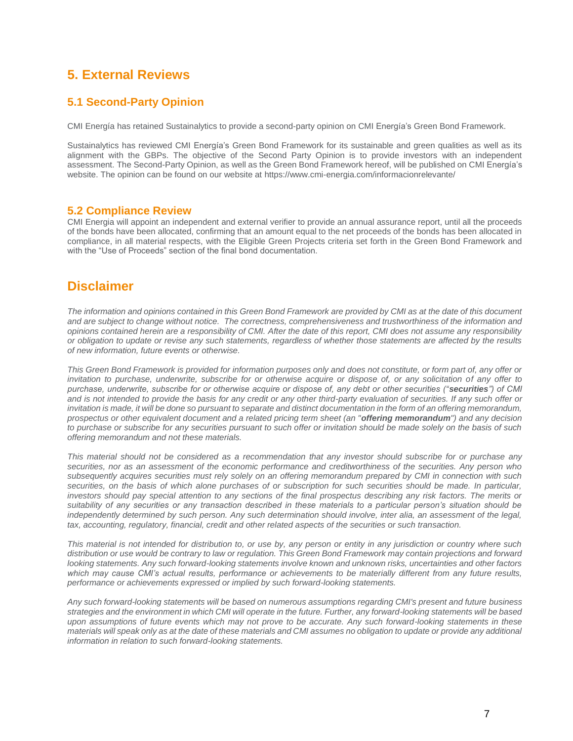# 5. External Reviews

## 5.1 Second-Party Opinion

CMI Energía has retained Sustainalytics to provide a second-party opinion on CMI Energía's Green Bond Framework.

Sustainalytics has reviewed CMI Energía's Green Bond Framework for its sustainable and green qualities as well as its alignment with the GBPs. The objective of the Second Party Opinion is to provide investors with an independent assessment. The Second-Party Opinion, as well as the Green Bond Framework hereof, will be published on CMI Energía's website. The opinion can be found on our website at https://www.cmi-energia.com/informacionrelevante/

## 5.2 Compliance Review

CMI Energia will appoint an independent and external verifier to provide an annual assurance report, until all the proceeds of the bonds have been allocated, confirming that an amount equal to the net proceeds of the bonds has been allocated in compliance, in all material respects, with the Eligible Green Projects criteria set forth in the Green Bond Framework and with the "Use of Proceeds" section of the final bond documentation.

# Disclaimer

*The information and opinions contained in this Green Bond Framework are provided by CMI as at the date of this document and are subject to change without notice. The correctness, comprehensiveness and trustworthiness of the information and opinions contained herein are a responsibility of CMI. After the date of this report, CMI does not assume any responsibility or obligation to update or revise any such statements, regardless of whether those statements are affected by the results of new information, future events or otherwise.*

*This Green Bond Framework is provided for information purposes only and does not constitute, or form part of, any offer or invitation to purchase, underwrite, subscribe for or otherwise acquire or dispose of, or any solicitation of any offer to purchase, underwrite, subscribe for or otherwise acquire or dispose of, any debt or other securities ("**securities**") of CMI and is not intended to provide the basis for any credit or any other third-party evaluation of securities. If any such offer or invitation is made, it will be done so pursuant to separate and distinct documentation in the form of an offering memorandum, prospectus or other equivalent document and a related pricing term sheet (an "**offering memorandum**") and any decision to purchase or subscribe for any securities pursuant to such offer or invitation should be made solely on the basis of such offering memorandum and not these materials.*

*This material should not be considered as a recommendation that any investor should subscribe for or purchase any securities, nor as an assessment of the economic performance and creditworthiness of the securities. Any person who subsequently acquires securities must rely solely on an offering memorandum prepared by CMI in connection with such securities, on the basis of which alone purchases of or subscription for such securities should be made. In particular, investors should pay special attention to any sections of the final prospectus describing any risk factors. The merits or suitability of any securities or any transaction described in these materials to a particular person's situation should be independently determined by such person. Any such determination should involve, inter alia, an assessment of the legal, tax, accounting, regulatory, financial, credit and other related aspects of the securities or such transaction.*

*This material is not intended for distribution to, or use by, any person or entity in any jurisdiction or country where such distribution or use would be contrary to law or regulation. This Green Bond Framework may contain projections and forward looking statements. Any such forward-looking statements involve known and unknown risks, uncertainties and other factors which may cause CMI's actual results, performance or achievements to be materially different from any future results, performance or achievements expressed or implied by such forward-looking statements.*

*Any such forward-looking statements will be based on numerous assumptions regarding CMI's present and future business strategies and the environment in which CMI will operate in the future. Further, any forward-looking statements will be based upon assumptions of future events which may not prove to be accurate. Any such forward-looking statements in these materials will speak only as at the date of these materials and CMI assumes no obligation to update or provide any additional information in relation to such forward-looking statements.*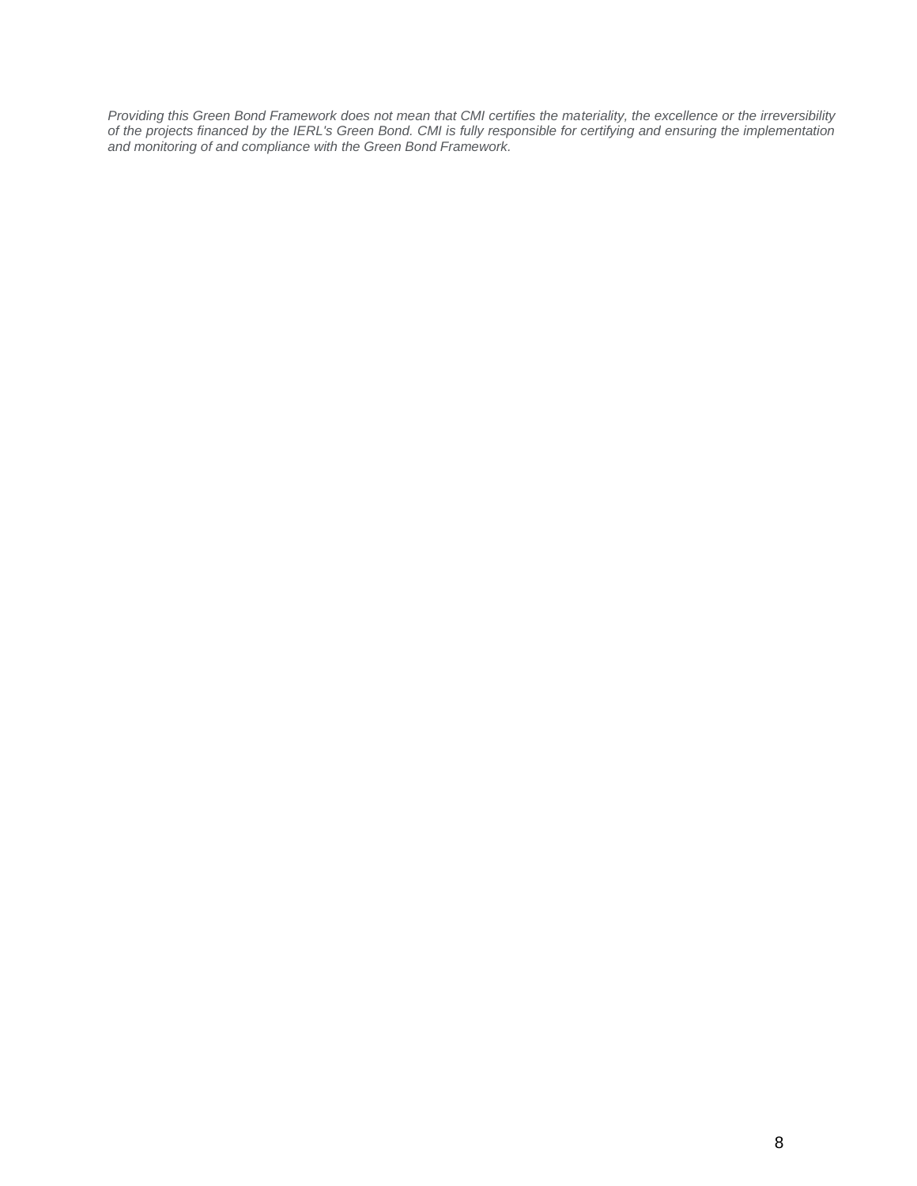*Providing this Green Bond Framework does not mean that CMI certifies the materiality, the excellence or the irreversibility of the projects financed by the IERL's Green Bond. CMI is fully responsible for certifying and ensuring the implementation and monitoring of and compliance with the Green Bond Framework.*